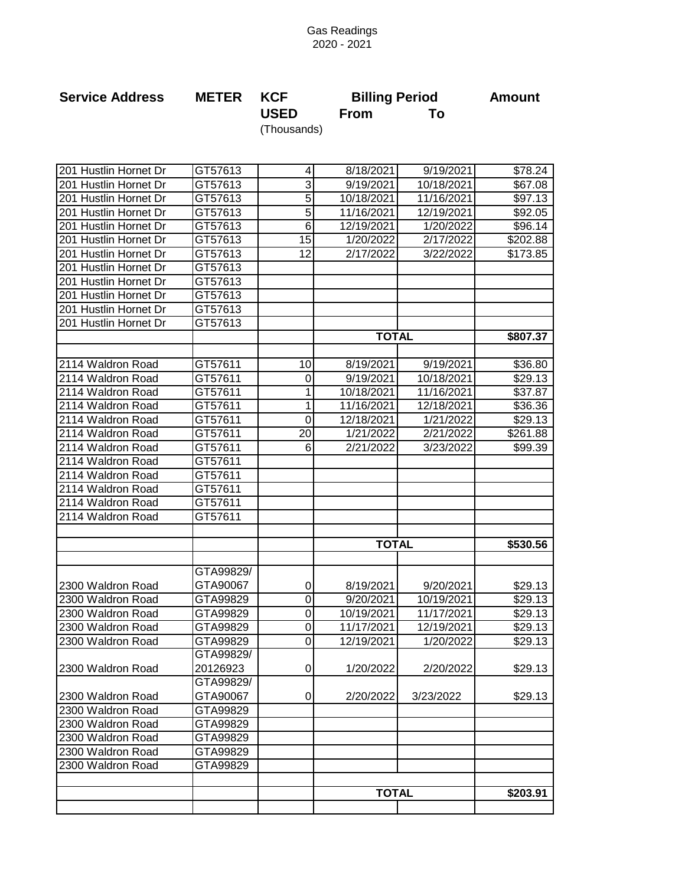# Gas Readings
## 2020 - 2021

| Service Address | METER | KCF USED (Thousands) | Billing Period From | To | Amount |
|---|---|---|---|---|---|
| 201 Hustlin Hornet Dr | GT57613 | 4 | 8/18/2021 | 9/19/2021 | $78.24 |
| 201 Hustlin Hornet Dr | GT57613 | 3 | 9/19/2021 | 10/18/2021 | $67.08 |
| 201 Hustlin Hornet Dr | GT57613 | 5 | 10/18/2021 | 11/16/2021 | $97.13 |
| 201 Hustlin Hornet Dr | GT57613 | 5 | 11/16/2021 | 12/19/2021 | $92.05 |
| 201 Hustlin Hornet Dr | GT57613 | 6 | 12/19/2021 | 1/20/2022 | $96.14 |
| 201 Hustlin Hornet Dr | GT57613 | 15 | 1/20/2022 | 2/17/2022 | $202.88 |
| 201 Hustlin Hornet Dr | GT57613 | 12 | 2/17/2022 | 3/22/2022 | $173.85 |
| 201 Hustlin Hornet Dr | GT57613 | | | | |
| 201 Hustlin Hornet Dr | GT57613 | | | | |
| 201 Hustlin Hornet Dr | GT57613 | | | | |
| 201 Hustlin Hornet Dr | GT57613 | | | | |
| 201 Hustlin Hornet Dr | GT57613 | | | | |
| | | | **TOTAL** | | **$807.37** |
| | | | | | |
| 2114 Waldron Road | GT57611 | 10 | 8/19/2021 | 9/19/2021 | $36.80 |
| 2114 Waldron Road | GT57611 | 0 | 9/19/2021 | 10/18/2021 | $29.13 |
| 2114 Waldron Road | GT57611 | 1 | 10/18/2021 | 11/16/2021 | $37.87 |
| 2114 Waldron Road | GT57611 | 1 | 11/16/2021 | 12/18/2021 | $36.36 |
| 2114 Waldron Road | GT57611 | 0 | 12/18/2021 | 1/21/2022 | $29.13 |
| 2114 Waldron Road | GT57611 | 20 | 1/21/2022 | 2/21/2022 | $261.88 |
| 2114 Waldron Road | GT57611 | 6 | 2/21/2022 | 3/23/2022 | $99.39 |
| 2114 Waldron Road | GT57611 | | | | |
| 2114 Waldron Road | GT57611 | | | | |
| 2114 Waldron Road | GT57611 | | | | |
| 2114 Waldron Road | GT57611 | | | | |
| 2114 Waldron Road | GT57611 | | | | |
| | | | | | |
| | | | **TOTAL** | | **$530.56** |
| | | | | | |
| 2300 Waldron Road | GTA99829/ GTA90067 | 0 | 8/19/2021 | 9/20/2021 | $29.13 |
| 2300 Waldron Road | GTA99829 | 0 | 9/20/2021 | 10/19/2021 | $29.13 |
| 2300 Waldron Road | GTA99829 | 0 | 10/19/2021 | 11/17/2021 | $29.13 |
| 2300 Waldron Road | GTA99829 | 0 | 11/17/2021 | 12/19/2021 | $29.13 |
| 2300 Waldron Road | GTA99829 | 0 | 12/19/2021 | 1/20/2022 | $29.13 |
| 2300 Waldron Road | GTA99829/ 20126923 | 0 | 1/20/2022 | 2/20/2022 | $29.13 |
| 2300 Waldron Road | GTA99829/ GTA90067 | 0 | 2/20/2022 | 3/23/2022 | $29.13 |
| 2300 Waldron Road | GTA99829 | | | | |
| 2300 Waldron Road | GTA99829 | | | | |
| 2300 Waldron Road | GTA99829 | | | | |
| 2300 Waldron Road | GTA99829 | | | | |
| 2300 Waldron Road | GTA99829 | | | | |
| | | | | | |
| | | | **TOTAL** | | **$203.91** |
| | | | | | |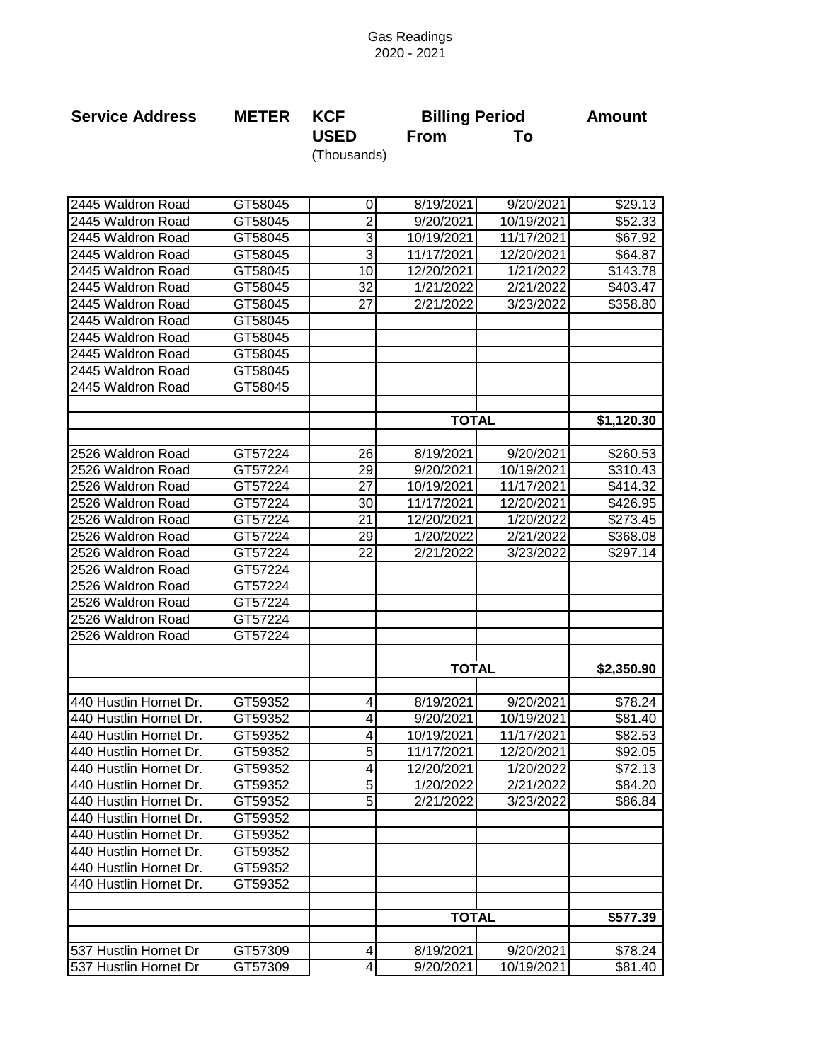Gas Readings
2020 - 2021

| Service Address | METER | KCF USED (Thousands) | Billing Period From | To | Amount |
|---|---|---|---|---|---|
| 2445 Waldron Road | GT58045 | 0 | 8/19/2021 | 9/20/2021 | $29.13 |
| 2445 Waldron Road | GT58045 | 2 | 9/20/2021 | 10/19/2021 | $52.33 |
| 2445 Waldron Road | GT58045 | 3 | 10/19/2021 | 11/17/2021 | $67.92 |
| 2445 Waldron Road | GT58045 | 3 | 11/17/2021 | 12/20/2021 | $64.87 |
| 2445 Waldron Road | GT58045 | 10 | 12/20/2021 | 1/21/2022 | $143.78 |
| 2445 Waldron Road | GT58045 | 32 | 1/21/2022 | 2/21/2022 | $403.47 |
| 2445 Waldron Road | GT58045 | 27 | 2/21/2022 | 3/23/2022 | $358.80 |
| 2445 Waldron Road | GT58045 | | | | |
| 2445 Waldron Road | GT58045 | | | | |
| 2445 Waldron Road | GT58045 | | | | |
| 2445 Waldron Road | GT58045 | | | | |
| 2445 Waldron Road | GT58045 | | | | |
| | | | | | |
| | | | **TOTAL** | | **$1,120.30** |
| | | | | | |
| 2526 Waldron Road | GT57224 | 26 | 8/19/2021 | 9/20/2021 | $260.53 |
| 2526 Waldron Road | GT57224 | 29 | 9/20/2021 | 10/19/2021 | $310.43 |
| 2526 Waldron Road | GT57224 | 27 | 10/19/2021 | 11/17/2021 | $414.32 |
| 2526 Waldron Road | GT57224 | 30 | 11/17/2021 | 12/20/2021 | $426.95 |
| 2526 Waldron Road | GT57224 | 21 | 12/20/2021 | 1/20/2022 | $273.45 |
| 2526 Waldron Road | GT57224 | 29 | 1/20/2022 | 2/21/2022 | $368.08 |
| 2526 Waldron Road | GT57224 | 22 | 2/21/2022 | 3/23/2022 | $297.14 |
| 2526 Waldron Road | GT57224 | | | | |
| 2526 Waldron Road | GT57224 | | | | |
| 2526 Waldron Road | GT57224 | | | | |
| 2526 Waldron Road | GT57224 | | | | |
| 2526 Waldron Road | GT57224 | | | | |
| | | | | | |
| | | | **TOTAL** | | **$2,350.90** |
| | | | | | |
| 440 Hustlin Hornet Dr. | GT59352 | 4 | 8/19/2021 | 9/20/2021 | $78.24 |
| 440 Hustlin Hornet Dr. | GT59352 | 4 | 9/20/2021 | 10/19/2021 | $81.40 |
| 440 Hustlin Hornet Dr. | GT59352 | 4 | 10/19/2021 | 11/17/2021 | $82.53 |
| 440 Hustlin Hornet Dr. | GT59352 | 5 | 11/17/2021 | 12/20/2021 | $92.05 |
| 440 Hustlin Hornet Dr. | GT59352 | 4 | 12/20/2021 | 1/20/2022 | $72.13 |
| 440 Hustlin Hornet Dr. | GT59352 | 5 | 1/20/2022 | 2/21/2022 | $84.20 |
| 440 Hustlin Hornet Dr. | GT59352 | 5 | 2/21/2022 | 3/23/2022 | $86.84 |
| 440 Hustlin Hornet Dr. | GT59352 | | | | |
| 440 Hustlin Hornet Dr. | GT59352 | | | | |
| 440 Hustlin Hornet Dr. | GT59352 | | | | |
| 440 Hustlin Hornet Dr. | GT59352 | | | | |
| 440 Hustlin Hornet Dr. | GT59352 | | | | |
| | | | | | |
| | | | **TOTAL** | | **$577.39** |
| | | | | | |
| 537 Hustlin Hornet Dr | GT57309 | 4 | 8/19/2021 | 9/20/2021 | $78.24 |
| 537 Hustlin Hornet Dr | GT57309 | 4 | 9/20/2021 | 10/19/2021 | $81.40 |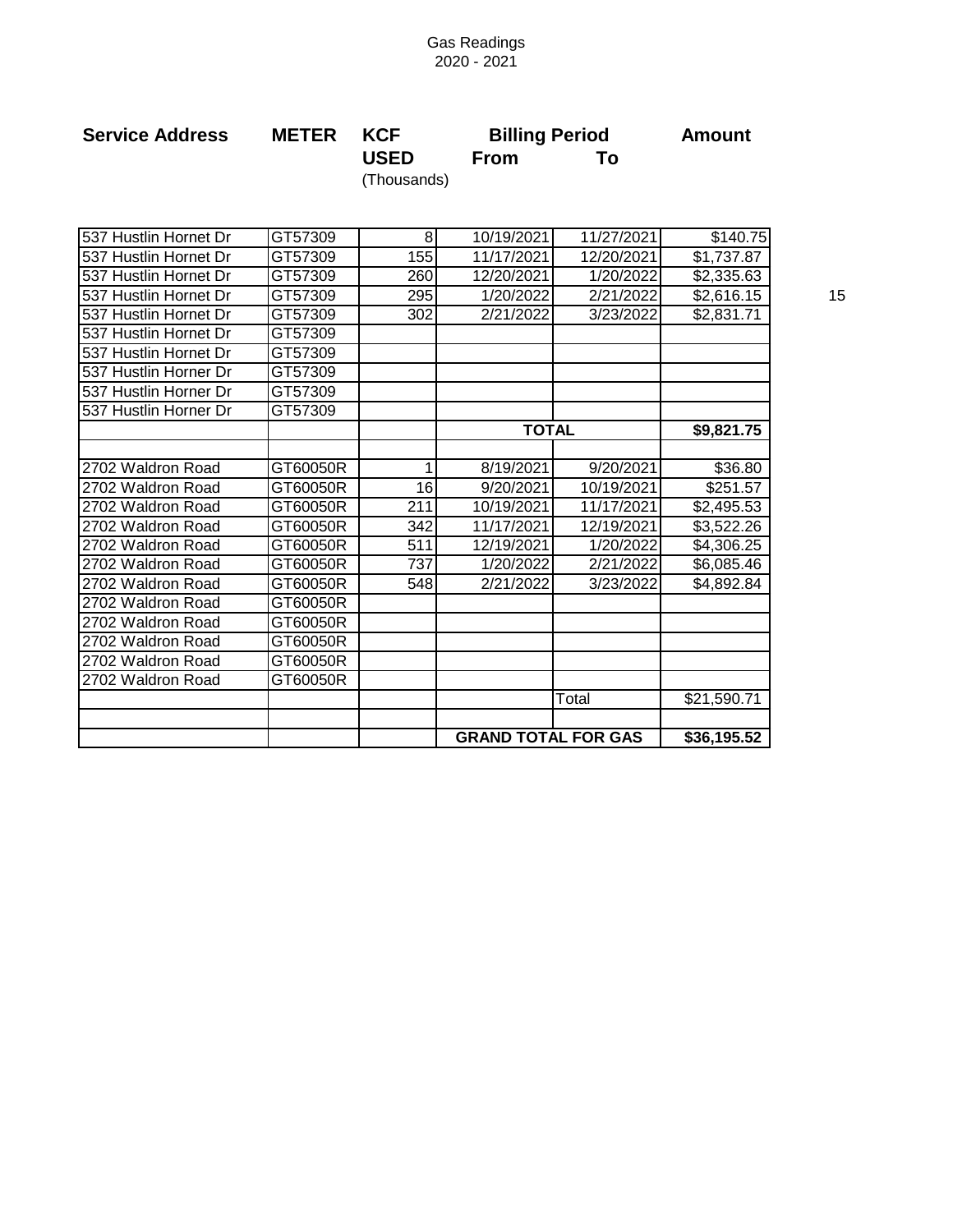Gas Readings
2020 - 2021

| Service Address | METER | KCF USED (Thousands) | Billing Period From | To | Amount |
|---|---|---|---|---|---|
| 537 Hustlin Hornet Dr | GT57309 | 8 | 10/19/2021 | 11/27/2021 | $140.75 |
| 537 Hustlin Hornet Dr | GT57309 | 155 | 11/17/2021 | 12/20/2021 | $1,737.87 |
| 537 Hustlin Hornet Dr | GT57309 | 260 | 12/20/2021 | 1/20/2022 | $2,335.63 |
| 537 Hustlin Hornet Dr | GT57309 | 295 | 1/20/2022 | 2/21/2022 | $2,616.15 |
| 537 Hustlin Hornet Dr | GT57309 | 302 | 2/21/2022 | 3/23/2022 | $2,831.71 |
| 537 Hustlin Hornet Dr | GT57309 | | | | |
| 537 Hustlin Hornet Dr | GT57309 | | | | |
| 537 Hustlin Horner Dr | GT57309 | | | | |
| 537 Hustlin Horner Dr | GT57309 | | | | |
| 537 Hustlin Horner Dr | GT57309 | | | | |
| | | | **TOTAL** | | **$9,821.75** |
| | | | | | |
| 2702 Waldron Road | GT60050R | 1 | 8/19/2021 | 9/20/2021 | $36.80 |
| 2702 Waldron Road | GT60050R | 16 | 9/20/2021 | 10/19/2021 | $251.57 |
| 2702 Waldron Road | GT60050R | 211 | 10/19/2021 | 11/17/2021 | $2,495.53 |
| 2702 Waldron Road | GT60050R | 342 | 11/17/2021 | 12/19/2021 | $3,522.26 |
| 2702 Waldron Road | GT60050R | 511 | 12/19/2021 | 1/20/2022 | $4,306.25 |
| 2702 Waldron Road | GT60050R | 737 | 1/20/2022 | 2/21/2022 | $6,085.46 |
| 2702 Waldron Road | GT60050R | 548 | 2/21/2022 | 3/23/2022 | $4,892.84 |
| 2702 Waldron Road | GT60050R | | | | |
| 2702 Waldron Road | GT60050R | | | | |
| 2702 Waldron Road | GT60050R | | | | |
| 2702 Waldron Road | GT60050R | | | | |
| 2702 Waldron Road | GT60050R | | | | |
| | | | | Total | $21,590.71 |
| | | | | | |
| | | | **GRAND TOTAL FOR GAS** | | **$36,195.52** |

15